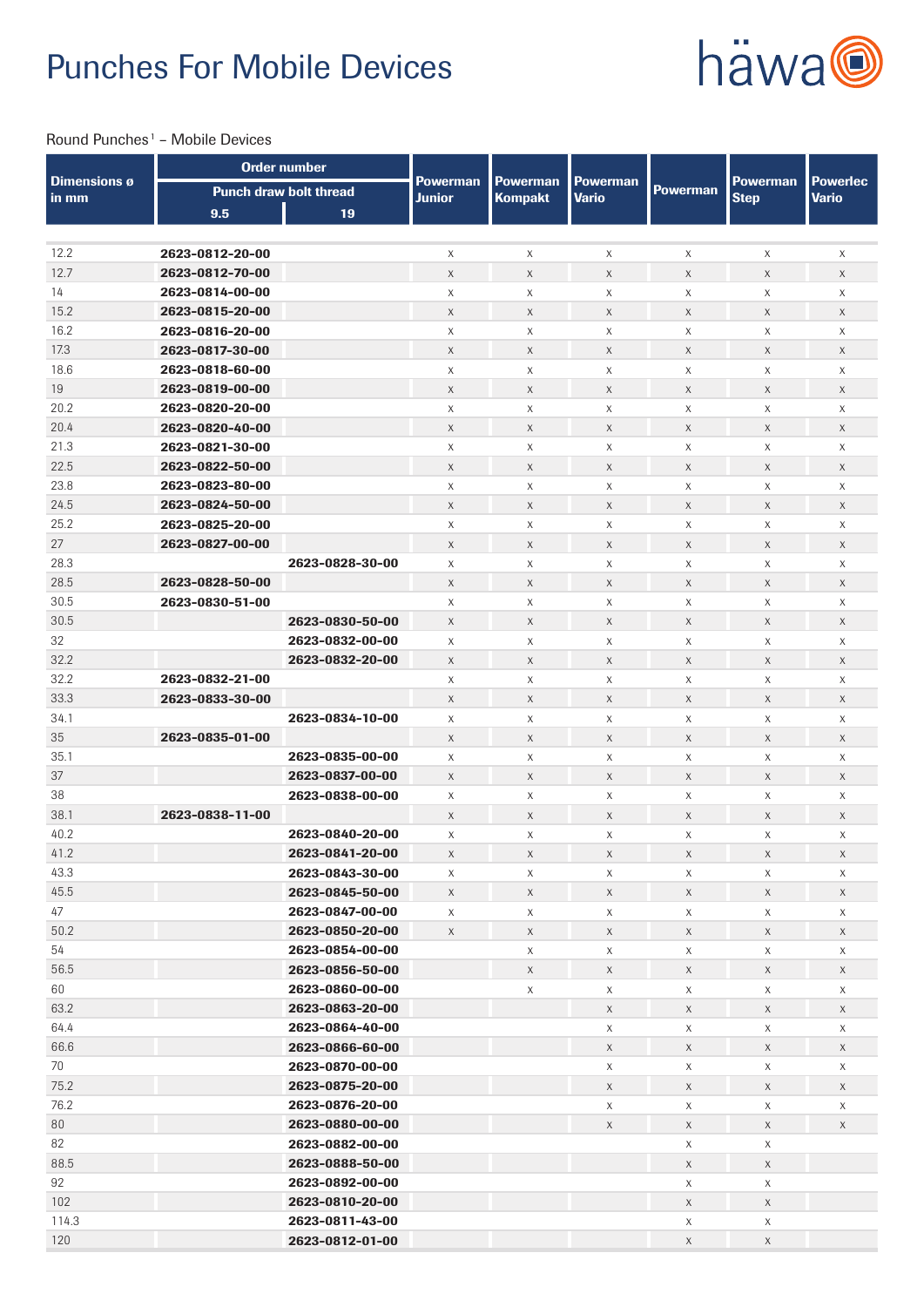# Punches For Mobile Devices

Round Punches[1] – Mobile Devices

| Dimensions ø in mm | Order number | | Powerman Junior | Powerman Kompakt | Powerman Vario | Powerman | Powerman Step | Powerlec Vario |
|---|---|---|---|---|---|---|---|---|
| | Punch draw bolt thread | | | | | | | |
| | 9.5 | 19 | | | | | | |
| 12.2 | 2623-0812-20-00 | | x | x | x | x | x | x |
| 12.7 | 2623-0812-70-00 | | x | x | x | x | x | x |
| 14 | 2623-0814-00-00 | | x | x | x | x | x | x |
| 15.2 | 2623-0815-20-00 | | x | x | x | x | x | x |
| 16.2 | 2623-0816-20-00 | | x | x | x | x | x | x |
| 17.3 | 2623-0817-30-00 | | x | x | x | x | x | x |
| 18.6 | 2623-0818-60-00 | | x | x | x | x | x | x |
| 19 | 2623-0819-00-00 | | x | x | x | x | x | x |
| 20.2 | 2623-0820-20-00 | | x | x | x | x | x | x |
| 20.4 | 2623-0820-40-00 | | x | x | x | x | x | x |
| 21.3 | 2623-0821-30-00 | | x | x | x | x | x | x |
| 22.5 | 2623-0822-50-00 | | x | x | x | x | x | x |
| 23.8 | 2623-0823-80-00 | | x | x | x | x | x | x |
| 24.5 | 2623-0824-50-00 | | x | x | x | x | x | x |
| 25.2 | 2623-0825-20-00 | | x | x | x | x | x | x |
| 27 | 2623-0827-00-00 | | x | x | x | x | x | x |
| 28.3 | | 2623-0828-30-00 | x | x | x | x | x | x |
| 28.5 | 2623-0828-50-00 | | x | x | x | x | x | x |
| 30.5 | 2623-0830-51-00 | | x | x | x | x | x | x |
| 30.5 | | 2623-0830-50-00 | x | x | x | x | x | x |
| 32 | | 2623-0832-00-00 | x | x | x | x | x | x |
| 32.2 | | 2623-0832-20-00 | x | x | x | x | x | x |
| 32.2 | 2623-0832-21-00 | | x | x | x | x | x | x |
| 33.3 | 2623-0833-30-00 | | x | x | x | x | x | x |
| 34.1 | | 2623-0834-10-00 | x | x | x | x | x | x |
| 35 | 2623-0835-01-00 | | x | x | x | x | x | x |
| 35.1 | | 2623-0835-00-00 | x | x | x | x | x | x |
| 37 | | 2623-0837-00-00 | x | x | x | x | x | x |
| 38 | | 2623-0838-00-00 | x | x | x | x | x | x |
| 38.1 | 2623-0838-11-00 | | x | x | x | x | x | x |
| 40.2 | | 2623-0840-20-00 | x | x | x | x | x | x |
| 41.2 | | 2623-0841-20-00 | x | x | x | x | x | x |
| 43.3 | | 2623-0843-30-00 | x | x | x | x | x | x |
| 45.5 | | 2623-0845-50-00 | x | x | x | x | x | x |
| 47 | | 2623-0847-00-00 | x | x | x | x | x | x |
| 50.2 | | 2623-0850-20-00 | x | x | x | x | x | x |
| 54 | | 2623-0854-00-00 | | x | x | x | x | x |
| 56.5 | | 2623-0856-50-00 | | x | x | x | x | x |
| 60 | | 2623-0860-00-00 | | x | x | x | x | x |
| 63.2 | | 2623-0863-20-00 | | | x | x | x | x |
| 64.4 | | 2623-0864-40-00 | | | x | x | x | x |
| 66.6 | | 2623-0866-60-00 | | | x | x | x | x |
| 70 | | 2623-0870-00-00 | | | x | x | x | x |
| 75.2 | | 2623-0875-20-00 | | | x | x | x | x |
| 76.2 | | 2623-0876-20-00 | | | x | x | x | x |
| 80 | | 2623-0880-00-00 | | | x | x | x | x |
| 82 | | 2623-0882-00-00 | | | | x | x | |
| 88.5 | | 2623-0888-50-00 | | | | x | x | |
| 92 | | 2623-0892-00-00 | | | | x | x | |
| 102 | | 2623-0810-20-00 | | | | x | x | |
| 114.3 | | 2623-0811-43-00 | | | | x | x | |
| 120 | | 2623-0812-01-00 | | | | x | x | |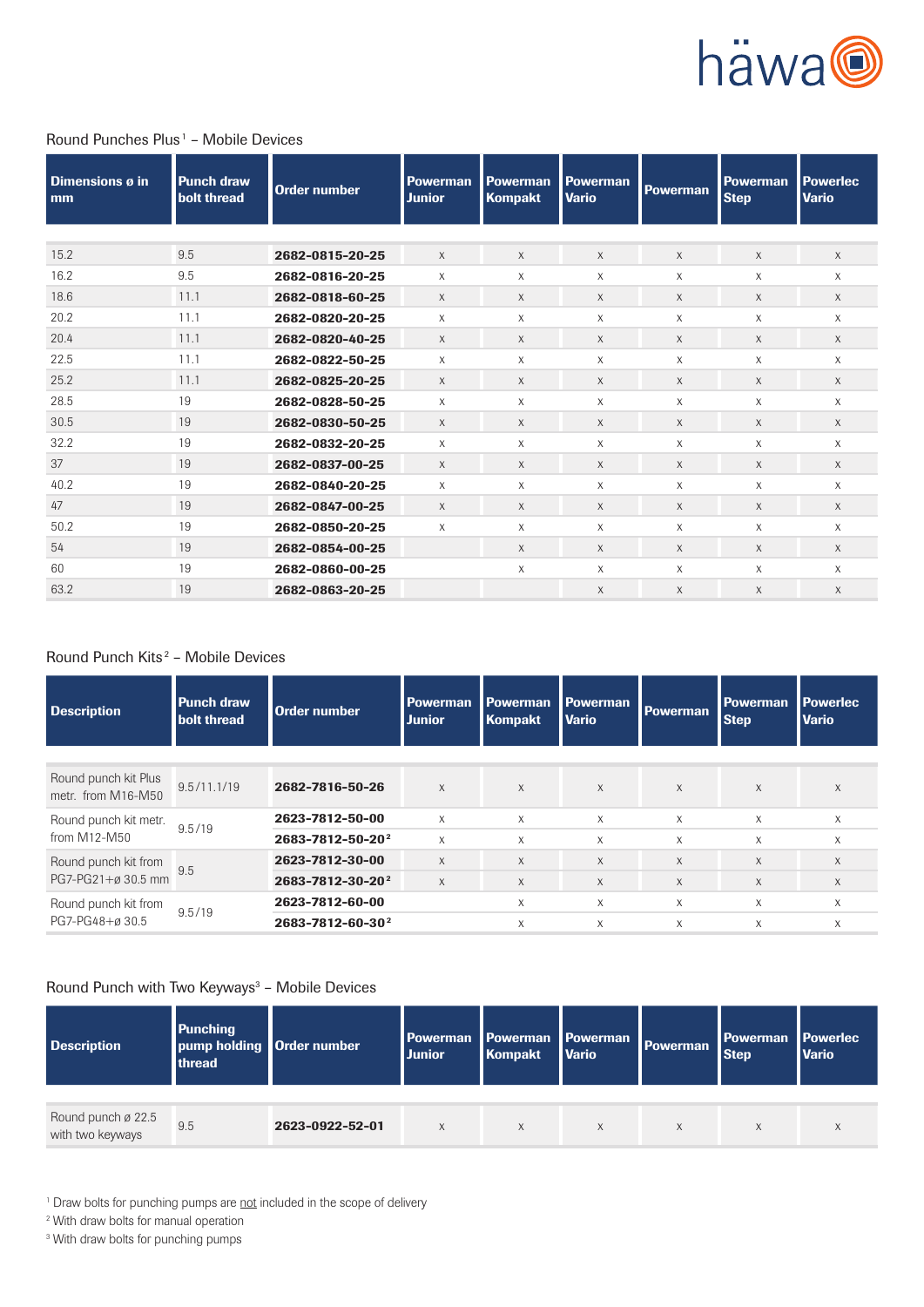## Round Punches Plus[1] – Mobile Devices

| Dimensions ø in mm | Punch draw bolt thread | Order number | Powerman Junior | Powerman Kompakt | Powerman Vario | Powerman | Powerman Step | Powerlec Vario |
|---|---|---|---|---|---|---|---|---|
| 15.2 | 9.5 | **2682-0815-20-25** | x | x | x | x | x | x |
| 16.2 | 9.5 | **2682-0816-20-25** | x | x | x | x | x | x |
| 18.6 | 11.1 | **2682-0818-60-25** | x | x | x | x | x | x |
| 20.2 | 11.1 | **2682-0820-20-25** | x | x | x | x | x | x |
| 20.4 | 11.1 | **2682-0820-40-25** | x | x | x | x | x | x |
| 22.5 | 11.1 | **2682-0822-50-25** | x | x | x | x | x | x |
| 25.2 | 11.1 | **2682-0825-20-25** | x | x | x | x | x | x |
| 28.5 | 19 | **2682-0828-50-25** | x | x | x | x | x | x |
| 30.5 | 19 | **2682-0830-50-25** | x | x | x | x | x | x |
| 32.2 | 19 | **2682-0832-20-25** | x | x | x | x | x | x |
| 37 | 19 | **2682-0837-00-25** | x | x | x | x | x | x |
| 40.2 | 19 | **2682-0840-20-25** | x | x | x | x | x | x |
| 47 | 19 | **2682-0847-00-25** | x | x | x | x | x | x |
| 50.2 | 19 | **2682-0850-20-25** | x | x | x | x | x | x |
| 54 | 19 | **2682-0854-00-25** | | x | x | x | x | x |
| 60 | 19 | **2682-0860-00-25** | | x | x | x | x | x |
| 63.2 | 19 | **2682-0863-20-25** | | | x | x | x | x |

## Round Punch Kits[2] – Mobile Devices

| Description | Punch draw bolt thread | Order number | Powerman Junior | Powerman Kompakt | Powerman Vario | Powerman | Powerman Step | Powerlec Vario |
|---|---|---|---|---|---|---|---|---|
| Round punch kit Plus metr. from M16-M50 | 9.5/11.1/19 | **2682-7816-50-26** | x | x | x | x | x | x |
| Round punch kit metr. from M12-M50 | 9.5/19 | **2623-7812-50-00** | x | x | x | x | x | x |
| | | **2683-7812-50-20[2]** | x | x | x | x | x | x |
| Round punch kit from PG7-PG21+ø 30.5 mm | 9.5 | **2623-7812-30-00** | x | x | x | x | x | x |
| | | **2683-7812-30-20[2]** | x | x | x | x | x | x |
| Round punch kit from PG7-PG48+ø 30.5 | 9.5/19 | **2623-7812-60-00** | | x | x | x | x | x |
| | | **2683-7812-60-30[2]** | | x | x | x | x | x |

## Round Punch with Two Keyways[3] – Mobile Devices

| Description | Punching pump holding thread | Order number | Powerman Junior | Powerman Kompakt | Powerman Vario | Powerman | Powerman Step | Powerlec Vario |
|---|---|---|---|---|---|---|---|---|
| Round punch ø 22.5 with two keyways | 9.5 | **2623-0922-52-01** | x | x | x | x | x | x |

[1] Draw bolts for punching pumps are not included in the scope of delivery
[2] With draw bolts for manual operation
[3] With draw bolts for punching pumps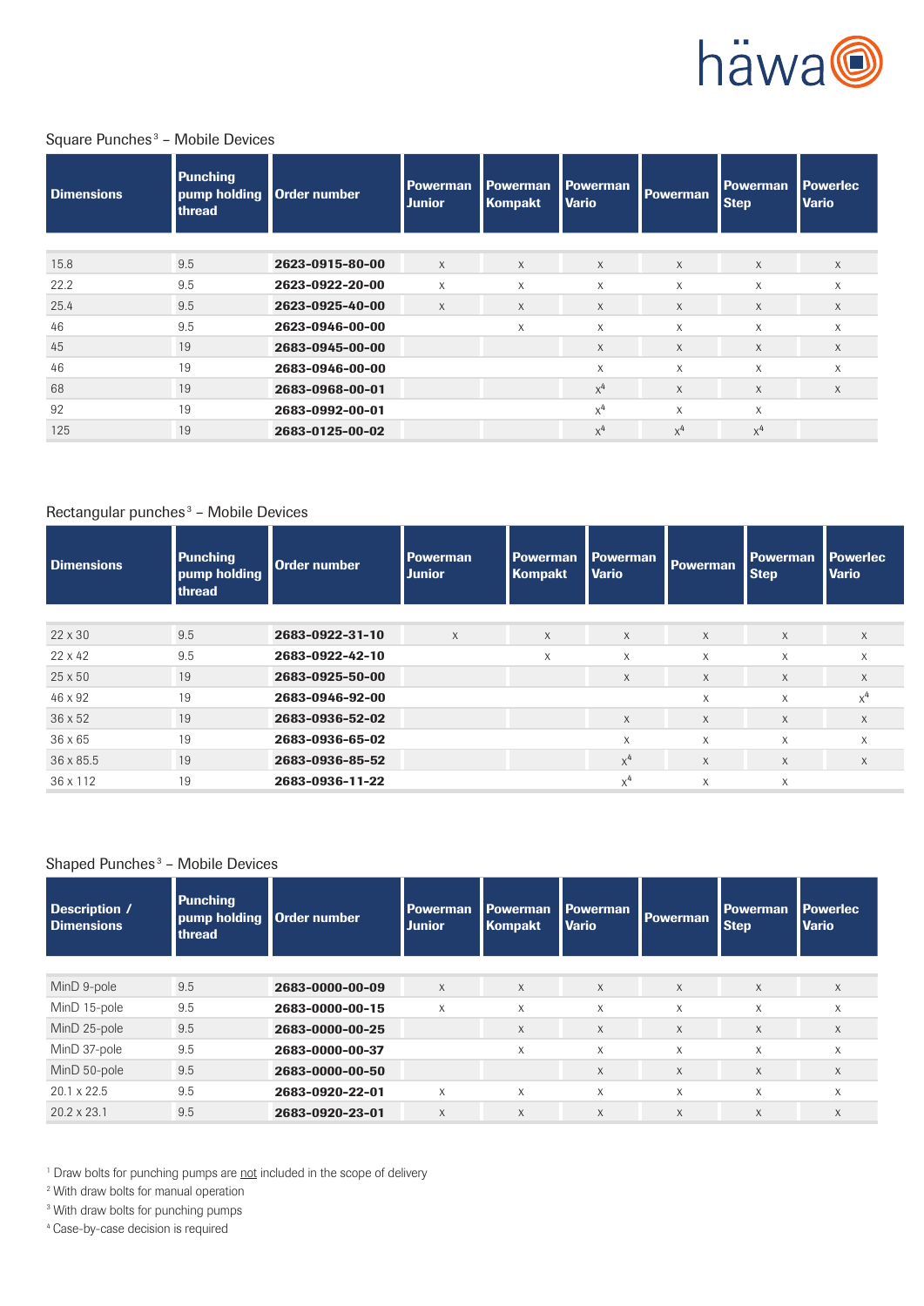## Square Punches[3] – Mobile Devices

| Dimensions | Punching pump holding thread | Order number | Powerman Junior | Powerman Kompakt | Powerman Vario | Powerman | Powerman Step | Powerlec Vario |
|---|---|---|---|---|---|---|---|---|
| 15.8 | 9.5 | **2623-0915-80-00** | x | x | x | x | x | x |
| 22.2 | 9.5 | **2623-0922-20-00** | x | x | x | x | x | x |
| 25.4 | 9.5 | **2623-0925-40-00** | x | x | x | x | x | x |
| 46 | 9.5 | **2623-0946-00-00** | | x | x | x | x | x |
| 45 | 19 | **2683-0945-00-00** | | | x | x | x | x |
| 46 | 19 | **2683-0946-00-00** | | | x | x | x | x |
| 68 | 19 | **2683-0968-00-01** | | | x[4] | x | x | x |
| 92 | 19 | **2683-0992-00-01** | | | x[4] | x | x | |
| 125 | 19 | **2683-0125-00-02** | | | x[4] | x[4] | x[4] | |

## Rectangular punches[3] – Mobile Devices

| Dimensions | Punching pump holding thread | Order number | Powerman Junior | Powerman Kompakt | Powerman Vario | Powerman | Powerman Step | Powerlec Vario |
|---|---|---|---|---|---|---|---|---|
| 22 x 30 | 9.5 | **2683-0922-31-10** | x | x | x | x | x | x |
| 22 x 42 | 9.5 | **2683-0922-42-10** | | x | x | x | x | x |
| 25 x 50 | 19 | **2683-0925-50-00** | | | x | x | x | x |
| 46 x 92 | 19 | **2683-0946-92-00** | | | | x | x | x[4] |
| 36 x 52 | 19 | **2683-0936-52-02** | | | x | x | x | x |
| 36 x 65 | 19 | **2683-0936-65-02** | | | x | x | x | x |
| 36 x 85.5 | 19 | **2683-0936-85-52** | | | x[4] | x | x | x |
| 36 x 112 | 19 | **2683-0936-11-22** | | | x[4] | x | x | |

## Shaped Punches[3] – Mobile Devices

| Description / Dimensions | Punching pump holding thread | Order number | Powerman Junior | Powerman Kompakt | Powerman Vario | Powerman | Powerman Step | Powerlec Vario |
|---|---|---|---|---|---|---|---|---|
| MinD 9-pole | 9.5 | **2683-0000-00-09** | x | x | x | x | x | x |
| MinD 15-pole | 9.5 | **2683-0000-00-15** | x | x | x | x | x | x |
| MinD 25-pole | 9.5 | **2683-0000-00-25** | | x | x | x | x | x |
| MinD 37-pole | 9.5 | **2683-0000-00-37** | | x | x | x | x | x |
| MinD 50-pole | 9.5 | **2683-0000-00-50** | | | x | x | x | x |
| 20.1 x 22.5 | 9.5 | **2683-0920-22-01** | x | x | x | x | x | x |
| 20.2 x 23.1 | 9.5 | **2683-0920-23-01** | x | x | x | x | x | x |

[1] Draw bolts for punching pumps are not included in the scope of delivery
[2] With draw bolts for manual operation
[3] With draw bolts for punching pumps
[4] Case-by-case decision is required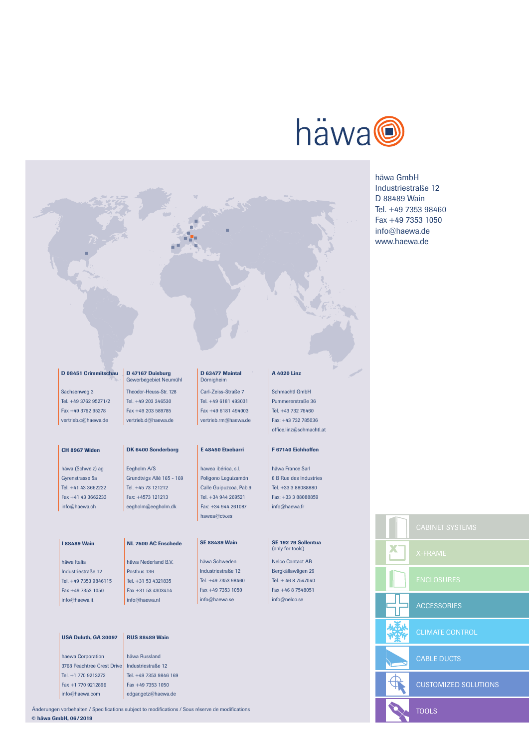häwa

häwa GmbH
Industriestraße 12
D 88489 Wain
Tel. +49 7353 98460
Fax +49 7353 1050
info@haewa.de
www.haewa.de

**D 08451 Crimmitschau**

Sachsenweg 3
Tel. +49 3762 95271/2
Fax +49 3762 95278
vertrieb.c@haewa.de

**D 47167 Duisburg**
Gewerbegebiet Neumühl

Theodor-Heuss-Str. 128
Tel. +49 203 346530
Fax +49 203 589785
vertrieb.d@haewa.de

**D 63477 Maintal**
Dörnigheim

Carl-Zeiss-Straße 7
Tel. +49 6181 493031
Fax +49 6181 494003
vertrieb.rm@haewa.de

**A 4020 Linz**

Schmachtl GmbH
Pummererstraße 36
Tel. +43 732 76460
Fax: +43 732 785036
office.linz@schmachtl.at

**CH 8967 Widen**

häwa (Schweiz) ag
Gyrenstrasse 5a
Tel. +41 43 3662222
Fax +41 43 3662233
info@haewa.ch

**DK 6400 Sonderborg**

Eegholm A/S
Grundtvigs Allé 165 - 169
Tel. +45 73 121212
Fax: +4573 121213
eegholm@eegholm.dk

**E 48450 Etxebarri**

hawea ibérica, s.l.
Poligono Leguizamón
Calle Guipuzcoa, Pab.9
Tel. +34 944 269521
Fax: +34 944 261087
hawea@ctv.es

**F 67140 Eichhoffen**

häwa France Sarl
8 B Rue des Industries
Tel. +33 3 88088880
Fax: +33 3 88088859
info@haewa.fr

**I 88489 Wain**

häwa Italia
Industriestraße 12
Tel. +49 7353 9846115
Fax +49 7353 1050
info@haewa.it

**NL 7500 AC Enschede**

häwa Nederland B.V.
Postbus 136
Tel. +31 53 4321835
Fax +31 53 4303414
info@haewa.nl

**SE 88489 Wain**

häwa Schweden
Industriestraße 12
Tel. +49 7353 98460
Fax +49 7353 1050
info@haewa.se

**SE 192 79 Sollentua**
(only for tools)

Nelco Contact AB
Bergkällawägen 29
Tel. + 46 8 7547040
Fax +46 8 7548051
info@nelco.se

**USA Duluth, GA 30097**

haewa Corporation
3768 Peachtree Crest Drive
Tel. +1 770 9213272
Fax +1 770 9212896
info@haewa.com

**RUS 88489 Wain**

häwa Russland
Industriestraße 12
Tel. +49 7353 9846 169
Fax +49 7353 1050
edgar.getz@haewa.de

Änderungen vorbehalten / Specifications subject to modifications / Sous réserve de modifications

**© häwa GmbH, 06/2019**

CABINET SYSTEMS
X-FRAME
ENCLOSURES
ACCESSORIES
CLIMATE CONTROL
CABLE DUCTS
CUSTOMIZED SOLUTIONS
TOOLS